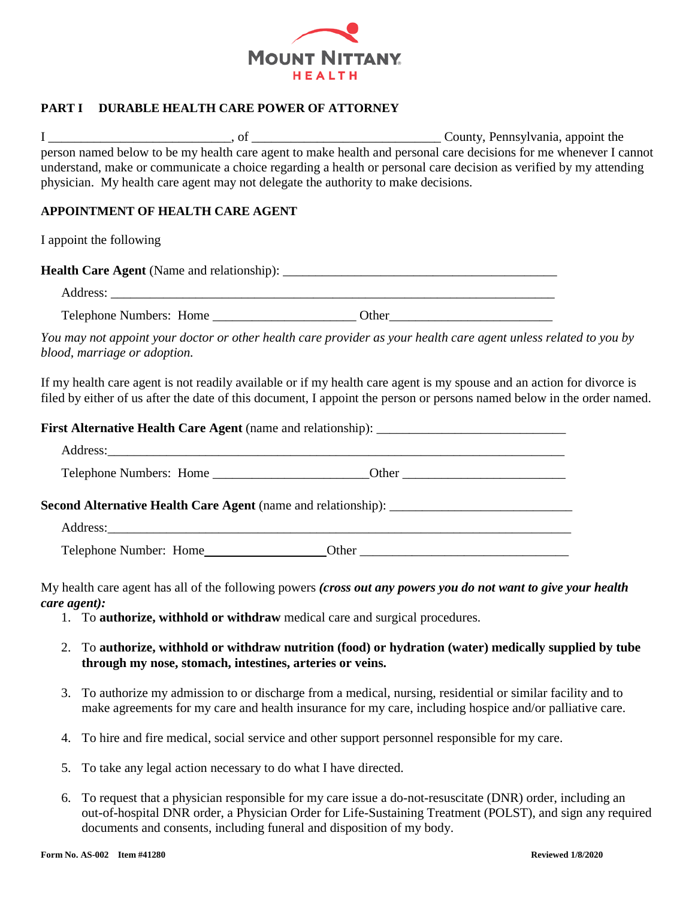MOUNT NITTANY HEALTH

## PART I DURABLE HEALTH CARE POWER OF ATTORNEY

I ____________________________, of ____________________________ County, Pennsylvania, appoint the person named below to be my health care agent to make health and personal care decisions for me whenever I cannot understand, make or communicate a choice regarding a health or personal care decision as verified by my attending physician. My health care agent may not delegate the authority to make decisions.

### APPOINTMENT OF HEALTH CARE AGENT

I appoint the following

**Health Care Agent** (Name and relationship): __________________________________________

Address: ____________________________________________________________________

Telephone Numbers: Home ______________________ Other_________________________

*You may not appoint your doctor or other health care provider as your health care agent unless related to you by blood, marriage or adoption.*

If my health care agent is not readily available or if my health care agent is my spouse and an action for divorce is filed by either of us after the date of this document, I appoint the person or persons named below in the order named.

**First Alternative Health Care Agent** (name and relationship): _____________________________

Address:_____________________________________________________________________

Telephone Numbers: Home ________________________Other _________________________

**Second Alternative Health Care Agent** (name and relationship): ____________________________

Address:_______________________________________________________________________

Telephone Number: Home__________________Other ________________________________

My health care agent has all of the following powers ***(cross out any powers you do not want to give your health care agent):***

1. To **authorize, withhold or withdraw** medical care and surgical procedures.
2. To **authorize, withhold or withdraw nutrition (food) or hydration (water) medically supplied by tube through my nose, stomach, intestines, arteries or veins.**
3. To authorize my admission to or discharge from a medical, nursing, residential or similar facility and to make agreements for my care and health insurance for my care, including hospice and/or palliative care.
4. To hire and fire medical, social service and other support personnel responsible for my care.
5. To take any legal action necessary to do what I have directed.
6. To request that a physician responsible for my care issue a do-not-resuscitate (DNR) order, including an out-of-hospital DNR order, a Physician Order for Life-Sustaining Treatment (POLST), and sign any required documents and consents, including funeral and disposition of my body.

**Form No. AS-002 Item #41280** **Reviewed 1/8/2020**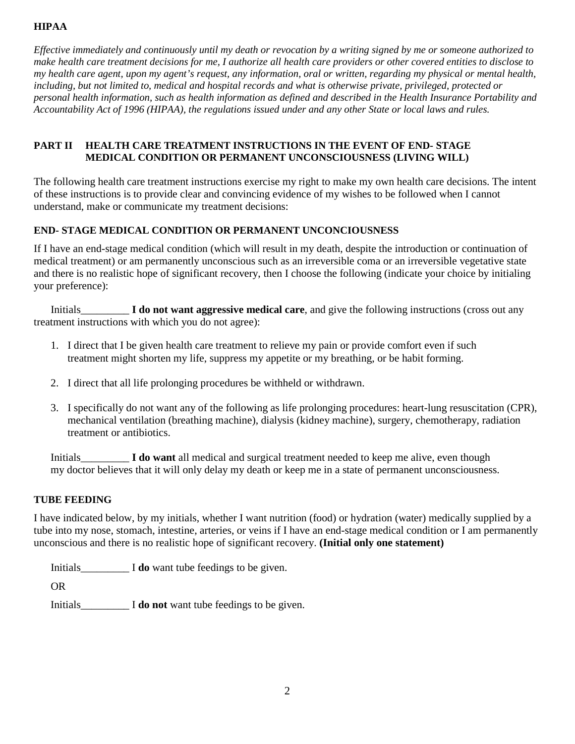**HIPAA**

*Effective immediately and continuously until my death or revocation by a writing signed by me or someone authorized to make health care treatment decisions for me, I authorize all health care providers or other covered entities to disclose to my health care agent, upon my agent's request, any information, oral or written, regarding my physical or mental health, including, but not limited to, medical and hospital records and what is otherwise private, privileged, protected or personal health information, such as health information as defined and described in the Health Insurance Portability and Accountability Act of 1996 (HIPAA), the regulations issued under and any other State or local laws and rules.*

## PART II HEALTH CARE TREATMENT INSTRUCTIONS IN THE EVENT OF END- STAGE MEDICAL CONDITION OR PERMANENT UNCONSCIOUSNESS (LIVING WILL)

The following health care treatment instructions exercise my right to make my own health care decisions. The intent of these instructions is to provide clear and convincing evidence of my wishes to be followed when I cannot understand, make or communicate my treatment decisions:

### END- STAGE MEDICAL CONDITION OR PERMANENT UNCONCIOUSNESS

If I have an end-stage medical condition (which will result in my death, despite the introduction or continuation of medical treatment) or am permanently unconscious such as an irreversible coma or an irreversible vegetative state and there is no realistic hope of significant recovery, then I choose the following (indicate your choice by initialing your preference):

Initials_________ **I do not want aggressive medical care**, and give the following instructions (cross out any treatment instructions with which you do not agree):

1. I direct that I be given health care treatment to relieve my pain or provide comfort even if such treatment might shorten my life, suppress my appetite or my breathing, or be habit forming.
2. I direct that all life prolonging procedures be withheld or withdrawn.
3. I specifically do not want any of the following as life prolonging procedures: heart-lung resuscitation (CPR), mechanical ventilation (breathing machine), dialysis (kidney machine), surgery, chemotherapy, radiation treatment or antibiotics.

Initials_________ **I do want** all medical and surgical treatment needed to keep me alive, even though my doctor believes that it will only delay my death or keep me in a state of permanent unconsciousness.

### TUBE FEEDING

I have indicated below, by my initials, whether I want nutrition (food) or hydration (water) medically supplied by a tube into my nose, stomach, intestine, arteries, or veins if I have an end-stage medical condition or I am permanently unconscious and there is no realistic hope of significant recovery. **(Initial only one statement)**

Initials_________ I **do** want tube feedings to be given.

OR

Initials_________ I **do not** want tube feedings to be given.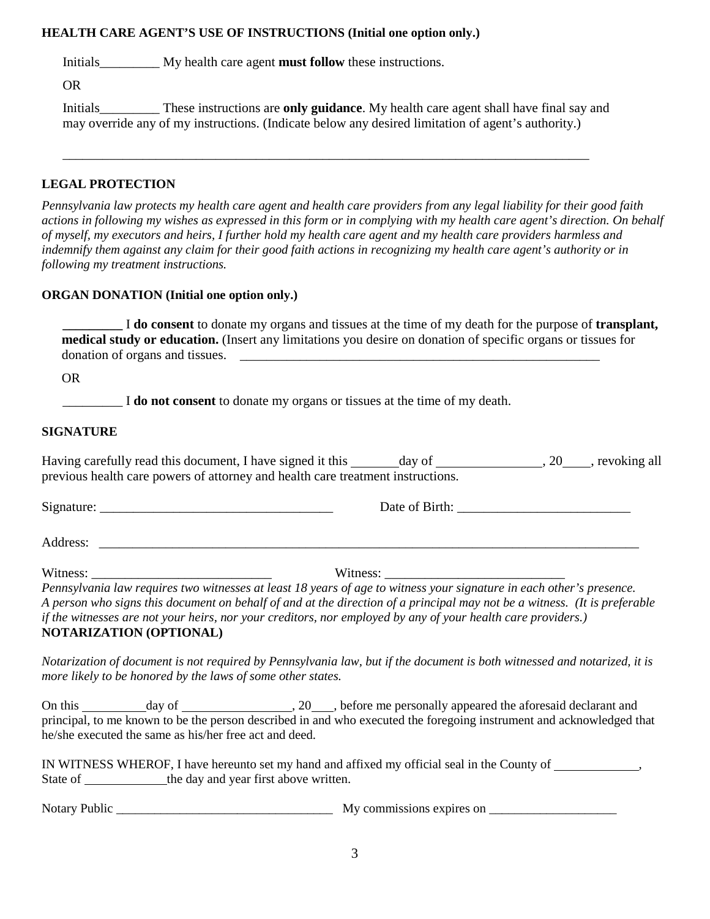**HEALTH CARE AGENT'S USE OF INSTRUCTIONS (Initial one option only.)**

Initials_________ My health care agent **must follow** these instructions.

OR

Initials_________ These instructions are **only guidance**. My health care agent shall have final say and may override any of my instructions. (Indicate below any desired limitation of agent's authority.)

_______________________________________________________________________________

**LEGAL PROTECTION**

*Pennsylvania law protects my health care agent and health care providers from any legal liability for their good faith actions in following my wishes as expressed in this form or in complying with my health care agent's direction. On behalf of myself, my executors and heirs, I further hold my health care agent and my health care providers harmless and indemnify them against any claim for their good faith actions in recognizing my health care agent's authority or in following my treatment instructions.*

**ORGAN DONATION (Initial one option only.)**

_________ I **do consent** to donate my organs and tissues at the time of my death for the purpose of **transplant, medical study or education.** (Insert any limitations you desire on donation of specific organs or tissues for donation of organs and tissues. _______________________________________________________

OR

_________ I **do not consent** to donate my organs or tissues at the time of my death.

**SIGNATURE**

Having carefully read this document, I have signed it this _______day of ________________, 20____, revoking all previous health care powers of attorney and health care treatment instructions.

Signature: ___________________________________ Date of Birth: _________________________

Address: ________________________________________________________________________________

Witness: ___________________________ Witness: ___________________________

*Pennsylvania law requires two witnesses at least 18 years of age to witness your signature in each other's presence. A person who signs this document on behalf of and at the direction of a principal may not be a witness. (It is preferable if the witnesses are not your heirs, nor your creditors, nor employed by any of your health care providers.)*

**NOTARIZATION (OPTIONAL)**

*Notarization of document is not required by Pennsylvania law, but if the document is both witnessed and notarized, it is more likely to be honored by the laws of some other states.*

On this __________day of _________________, 20___, before me personally appeared the aforesaid declarant and principal, to me known to be the person described in and who executed the foregoing instrument and acknowledged that he/she executed the same as his/her free act and deed.

IN WITNESS WHEROF, I have hereunto set my hand and affixed my official seal in the County of _____________, State of _____________the day and year first above written.

Notary Public _________________________________ My commissions expires on ___________________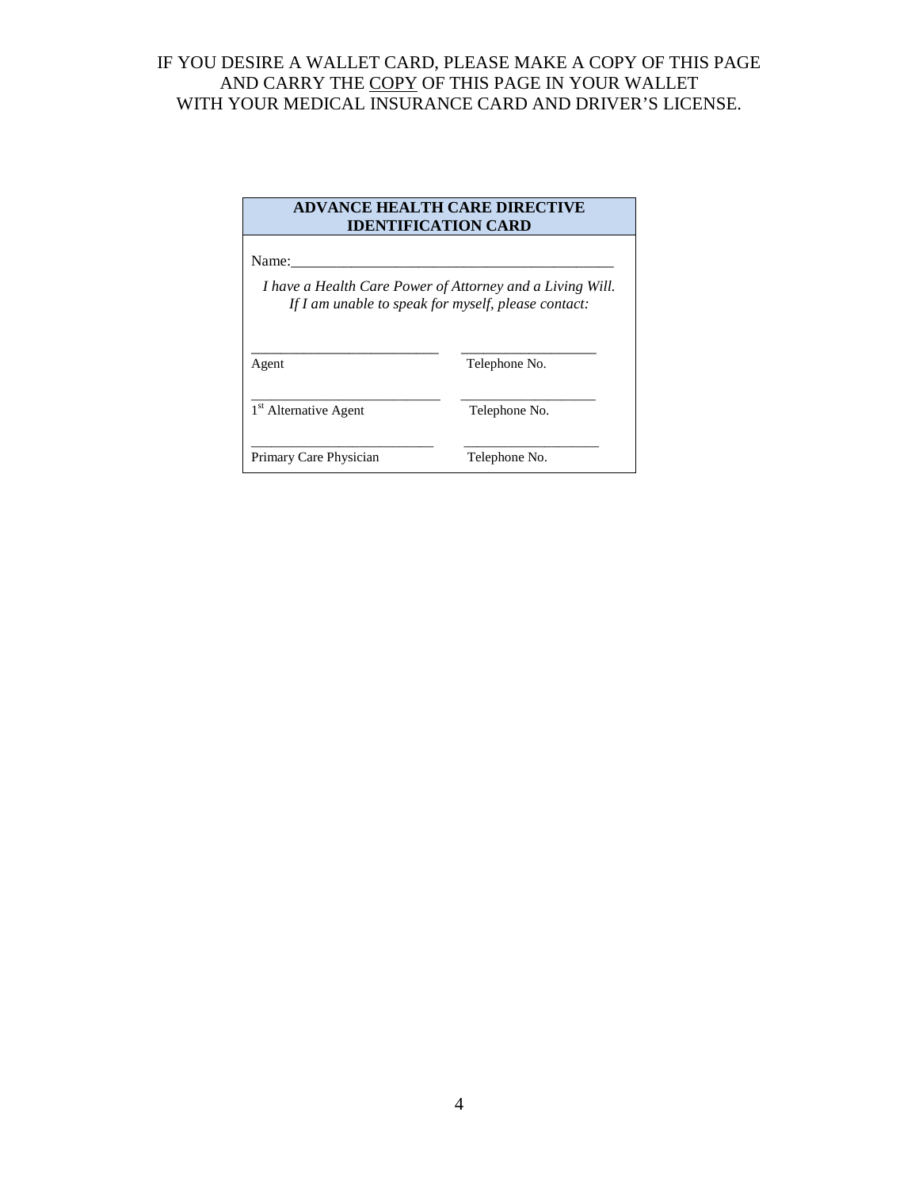IF YOU DESIRE A WALLET CARD, PLEASE MAKE A COPY OF THIS PAGE AND CARRY THE COPY OF THIS PAGE IN YOUR WALLET WITH YOUR MEDICAL INSURANCE CARD AND DRIVER'S LICENSE.

**ADVANCE HEALTH CARE DIRECTIVE IDENTIFICATION CARD**

Name:\_\_\_\_\_\_\_\_\_\_\_\_\_\_\_\_\_\_\_\_\_\_\_\_\_\_\_\_\_\_\_\_\_\_\_\_\_\_\_\_\_\_\_\_

*I have a Health Care Power of Attorney and a Living Will.*
*If I am unable to speak for myself, please contact:*

| | |
|---|---|
| \_\_\_\_\_\_\_\_\_\_\_\_\_\_\_\_\_\_\_\_\_\_\_\_\_\_ Agent | \_\_\_\_\_\_\_\_\_\_\_\_\_\_\_\_\_\_\_ Telephone No. |
| \_\_\_\_\_\_\_\_\_\_\_\_\_\_\_\_\_\_\_\_\_\_\_\_\_\_ 1st Alternative Agent | \_\_\_\_\_\_\_\_\_\_\_\_\_\_\_\_\_\_\_ Telephone No. |
| \_\_\_\_\_\_\_\_\_\_\_\_\_\_\_\_\_\_\_\_\_\_\_\_\_\_ Primary Care Physician | \_\_\_\_\_\_\_\_\_\_\_\_\_\_\_\_\_\_\_ Telephone No. |